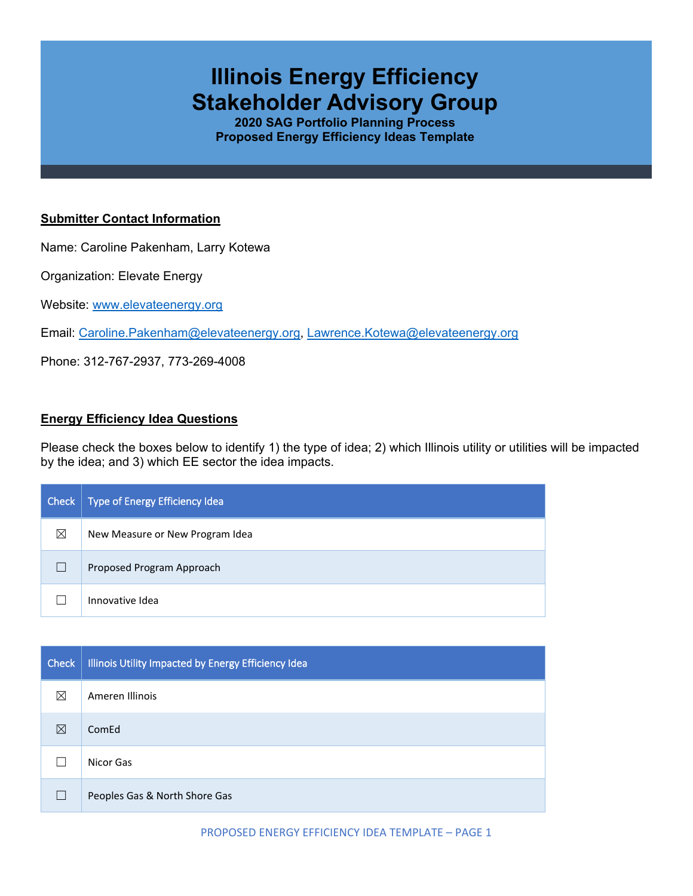# Illinois Energy Efficiency Stakeholder Advisory Group

**2020 SAG Portfolio Planning Process**
**Proposed Energy Efficiency Ideas Template**

## Submitter Contact Information

Name: Caroline Pakenham, Larry Kotewa

Organization: Elevate Energy

Website: www.elevateenergy.org

Email: Caroline.Pakenham@elevateenergy.org, Lawrence.Kotewa@elevateenergy.org

Phone: 312-767-2937, 773-269-4008

## Energy Efficiency Idea Questions

Please check the boxes below to identify 1) the type of idea; 2) which Illinois utility or utilities will be impacted by the idea; and 3) which EE sector the idea impacts.

| Check | Type of Energy Efficiency Idea |
|---|---|
| ☒ | New Measure or New Program Idea |
| ☐ | Proposed Program Approach |
| ☐ | Innovative Idea |

| Check | Illinois Utility Impacted by Energy Efficiency Idea |
|---|---|
| ☒ | Ameren Illinois |
| ☒ | ComEd |
| ☐ | Nicor Gas |
| ☐ | Peoples Gas & North Shore Gas |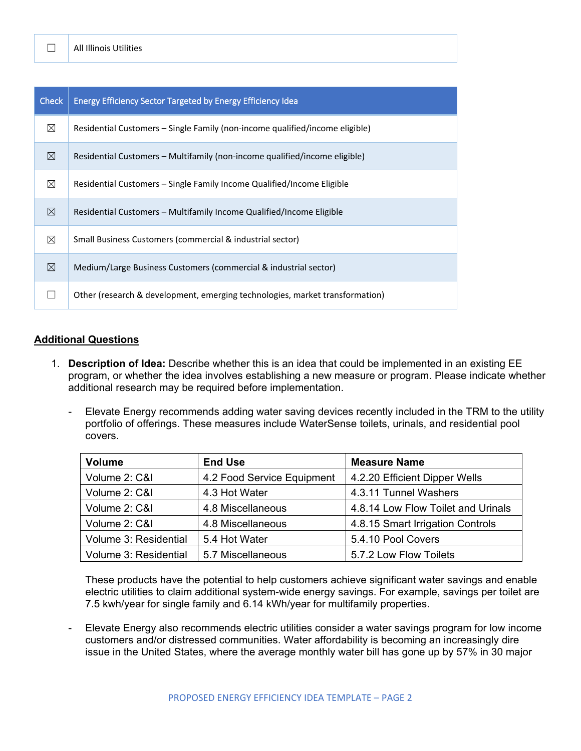| ☐ | All Illinois Utilities |
|---|---|

| Check | Energy Efficiency Sector Targeted by Energy Efficiency Idea |
|---|---|
| ☒ | Residential Customers – Single Family (non-income qualified/income eligible) |
| ☒ | Residential Customers – Multifamily (non-income qualified/income eligible) |
| ☒ | Residential Customers – Single Family Income Qualified/Income Eligible |
| ☒ | Residential Customers – Multifamily Income Qualified/Income Eligible |
| ☒ | Small Business Customers (commercial & industrial sector) |
| ☒ | Medium/Large Business Customers (commercial & industrial sector) |
| ☐ | Other (research & development, emerging technologies, market transformation) |

## Additional Questions

1. **Description of Idea:** Describe whether this is an idea that could be implemented in an existing EE program, or whether the idea involves establishing a new measure or program. Please indicate whether additional research may be required before implementation.

   - Elevate Energy recommends adding water saving devices recently included in the TRM to the utility portfolio of offerings. These measures include WaterSense toilets, urinals, and residential pool covers.

     | Volume | End Use | Measure Name |
     |---|---|---|
     | Volume 2: C&I | 4.2 Food Service Equipment | 4.2.20 Efficient Dipper Wells |
     | Volume 2: C&I | 4.3 Hot Water | 4.3.11 Tunnel Washers |
     | Volume 2: C&I | 4.8 Miscellaneous | 4.8.14 Low Flow Toilet and Urinals |
     | Volume 2: C&I | 4.8 Miscellaneous | 4.8.15 Smart Irrigation Controls |
     | Volume 3: Residential | 5.4 Hot Water | 5.4.10 Pool Covers |
     | Volume 3: Residential | 5.7 Miscellaneous | 5.7.2 Low Flow Toilets |

     These products have the potential to help customers achieve significant water savings and enable electric utilities to claim additional system-wide energy savings. For example, savings per toilet are 7.5 kwh/year for single family and 6.14 kWh/year for multifamily properties.

   - Elevate Energy also recommends electric utilities consider a water savings program for low income customers and/or distressed communities. Water affordability is becoming an increasingly dire issue in the United States, where the average monthly water bill has gone up by 57% in 30 major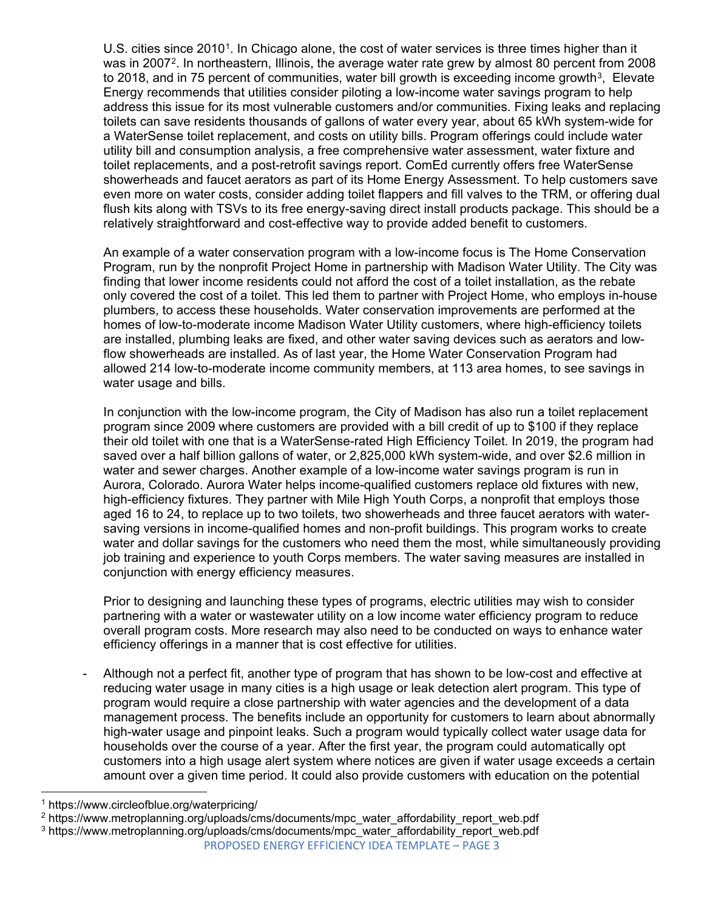U.S. cities since 2010[1]. In Chicago alone, the cost of water services is three times higher than it was in 2007[2]. In northeastern, Illinois, the average water rate grew by almost 80 percent from 2008 to 2018, and in 75 percent of communities, water bill growth is exceeding income growth[3], Elevate Energy recommends that utilities consider piloting a low-income water savings program to help address this issue for its most vulnerable customers and/or communities. Fixing leaks and replacing toilets can save residents thousands of gallons of water every year, about 65 kWh system-wide for a WaterSense toilet replacement, and costs on utility bills. Program offerings could include water utility bill and consumption analysis, a free comprehensive water assessment, water fixture and toilet replacements, and a post-retrofit savings report. ComEd currently offers free WaterSense showerheads and faucet aerators as part of its Home Energy Assessment. To help customers save even more on water costs, consider adding toilet flappers and fill valves to the TRM, or offering dual flush kits along with TSVs to its free energy-saving direct install products package. This should be a relatively straightforward and cost-effective way to provide added benefit to customers.

An example of a water conservation program with a low-income focus is The Home Conservation Program, run by the nonprofit Project Home in partnership with Madison Water Utility. The City was finding that lower income residents could not afford the cost of a toilet installation, as the rebate only covered the cost of a toilet. This led them to partner with Project Home, who employs in-house plumbers, to access these households. Water conservation improvements are performed at the homes of low-to-moderate income Madison Water Utility customers, where high-efficiency toilets are installed, plumbing leaks are fixed, and other water saving devices such as aerators and low-flow showerheads are installed. As of last year, the Home Water Conservation Program had allowed 214 low-to-moderate income community members, at 113 area homes, to see savings in water usage and bills.

In conjunction with the low-income program, the City of Madison has also run a toilet replacement program since 2009 where customers are provided with a bill credit of up to $100 if they replace their old toilet with one that is a WaterSense-rated High Efficiency Toilet. In 2019, the program had saved over a half billion gallons of water, or 2,825,000 kWh system-wide, and over $2.6 million in water and sewer charges. Another example of a low-income water savings program is run in Aurora, Colorado. Aurora Water helps income-qualified customers replace old fixtures with new, high-efficiency fixtures. They partner with Mile High Youth Corps, a nonprofit that employs those aged 16 to 24, to replace up to two toilets, two showerheads and three faucet aerators with water-saving versions in income-qualified homes and non-profit buildings. This program works to create water and dollar savings for the customers who need them the most, while simultaneously providing job training and experience to youth Corps members. The water saving measures are installed in conjunction with energy efficiency measures.

Prior to designing and launching these types of programs, electric utilities may wish to consider partnering with a water or wastewater utility on a low income water efficiency program to reduce overall program costs. More research may also need to be conducted on ways to enhance water efficiency offerings in a manner that is cost effective for utilities.

- Although not a perfect fit, another type of program that has shown to be low-cost and effective at reducing water usage in many cities is a high usage or leak detection alert program. This type of program would require a close partnership with water agencies and the development of a data management process. The benefits include an opportunity for customers to learn about abnormally high-water usage and pinpoint leaks. Such a program would typically collect water usage data for households over the course of a year. After the first year, the program could automatically opt customers into a high usage alert system where notices are given if water usage exceeds a certain amount over a given time period. It could also provide customers with education on the potential

[1] https://www.circleofblue.org/waterpricing/

[2] https://www.metroplanning.org/uploads/cms/documents/mpc_water_affordability_report_web.pdf

[3] https://www.metroplanning.org/uploads/cms/documents/mpc_water_affordability_report_web.pdf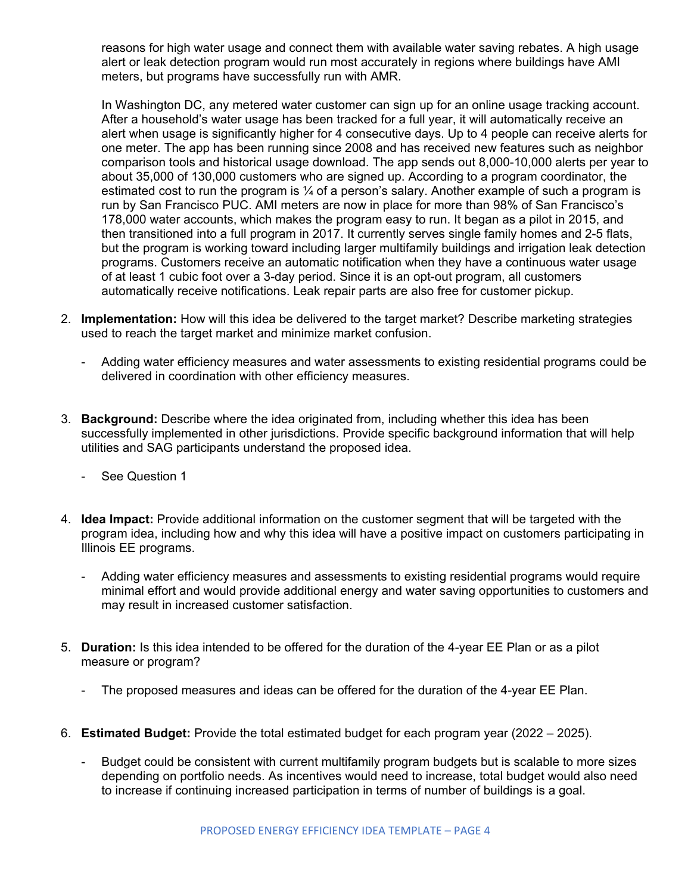reasons for high water usage and connect them with available water saving rebates. A high usage alert or leak detection program would run most accurately in regions where buildings have AMI meters, but programs have successfully run with AMR.

In Washington DC, any metered water customer can sign up for an online usage tracking account. After a household's water usage has been tracked for a full year, it will automatically receive an alert when usage is significantly higher for 4 consecutive days. Up to 4 people can receive alerts for one meter. The app has been running since 2008 and has received new features such as neighbor comparison tools and historical usage download. The app sends out 8,000-10,000 alerts per year to about 35,000 of 130,000 customers who are signed up. According to a program coordinator, the estimated cost to run the program is ¼ of a person's salary. Another example of such a program is run by San Francisco PUC. AMI meters are now in place for more than 98% of San Francisco's 178,000 water accounts, which makes the program easy to run. It began as a pilot in 2015, and then transitioned into a full program in 2017. It currently serves single family homes and 2-5 flats, but the program is working toward including larger multifamily buildings and irrigation leak detection programs. Customers receive an automatic notification when they have a continuous water usage of at least 1 cubic foot over a 3-day period. Since it is an opt-out program, all customers automatically receive notifications. Leak repair parts are also free for customer pickup.

2. **Implementation:** How will this idea be delivered to the target market? Describe marketing strategies used to reach the target market and minimize market confusion.
   - Adding water efficiency measures and water assessments to existing residential programs could be delivered in coordination with other efficiency measures.

3. **Background:** Describe where the idea originated from, including whether this idea has been successfully implemented in other jurisdictions. Provide specific background information that will help utilities and SAG participants understand the proposed idea.
   - See Question 1

4. **Idea Impact:** Provide additional information on the customer segment that will be targeted with the program idea, including how and why this idea will have a positive impact on customers participating in Illinois EE programs.
   - Adding water efficiency measures and assessments to existing residential programs would require minimal effort and would provide additional energy and water saving opportunities to customers and may result in increased customer satisfaction.

5. **Duration:** Is this idea intended to be offered for the duration of the 4-year EE Plan or as a pilot measure or program?
   - The proposed measures and ideas can be offered for the duration of the 4-year EE Plan.

6. **Estimated Budget:** Provide the total estimated budget for each program year (2022 – 2025).
   - Budget could be consistent with current multifamily program budgets but is scalable to more sizes depending on portfolio needs. As incentives would need to increase, total budget would also need to increase if continuing increased participation in terms of number of buildings is a goal.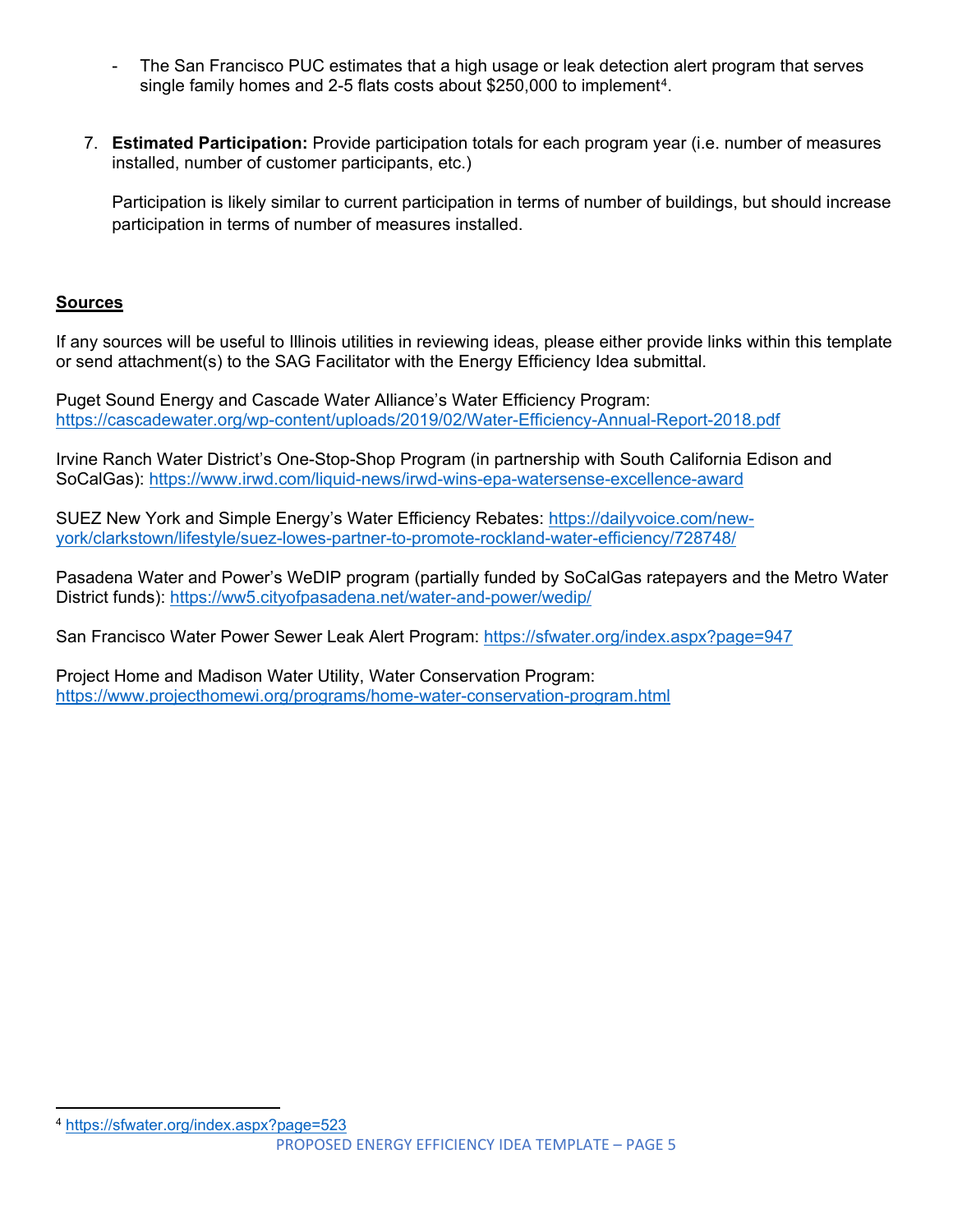- The San Francisco PUC estimates that a high usage or leak detection alert program that serves single family homes and 2-5 flats costs about $250,000 to implement[4].

7. **Estimated Participation:** Provide participation totals for each program year (i.e. number of measures installed, number of customer participants, etc.)

   Participation is likely similar to current participation in terms of number of buildings, but should increase participation in terms of number of measures installed.

**<u>Sources</u>**

If any sources will be useful to Illinois utilities in reviewing ideas, please either provide links within this template or send attachment(s) to the SAG Facilitator with the Energy Efficiency Idea submittal.

Puget Sound Energy and Cascade Water Alliance's Water Efficiency Program: https://cascadewater.org/wp-content/uploads/2019/02/Water-Efficiency-Annual-Report-2018.pdf

Irvine Ranch Water District's One-Stop-Shop Program (in partnership with South California Edison and SoCalGas): https://www.irwd.com/liquid-news/irwd-wins-epa-watersense-excellence-award

SUEZ New York and Simple Energy's Water Efficiency Rebates: https://dailyvoice.com/new-york/clarkstown/lifestyle/suez-lowes-partner-to-promote-rockland-water-efficiency/728748/

Pasadena Water and Power's WeDIP program (partially funded by SoCalGas ratepayers and the Metro Water District funds): https://ww5.cityofpasadena.net/water-and-power/wedip/

San Francisco Water Power Sewer Leak Alert Program: https://sfwater.org/index.aspx?page=947

Project Home and Madison Water Utility, Water Conservation Program: https://www.projecthomewi.org/programs/home-water-conservation-program.html

[4] https://sfwater.org/index.aspx?page=523